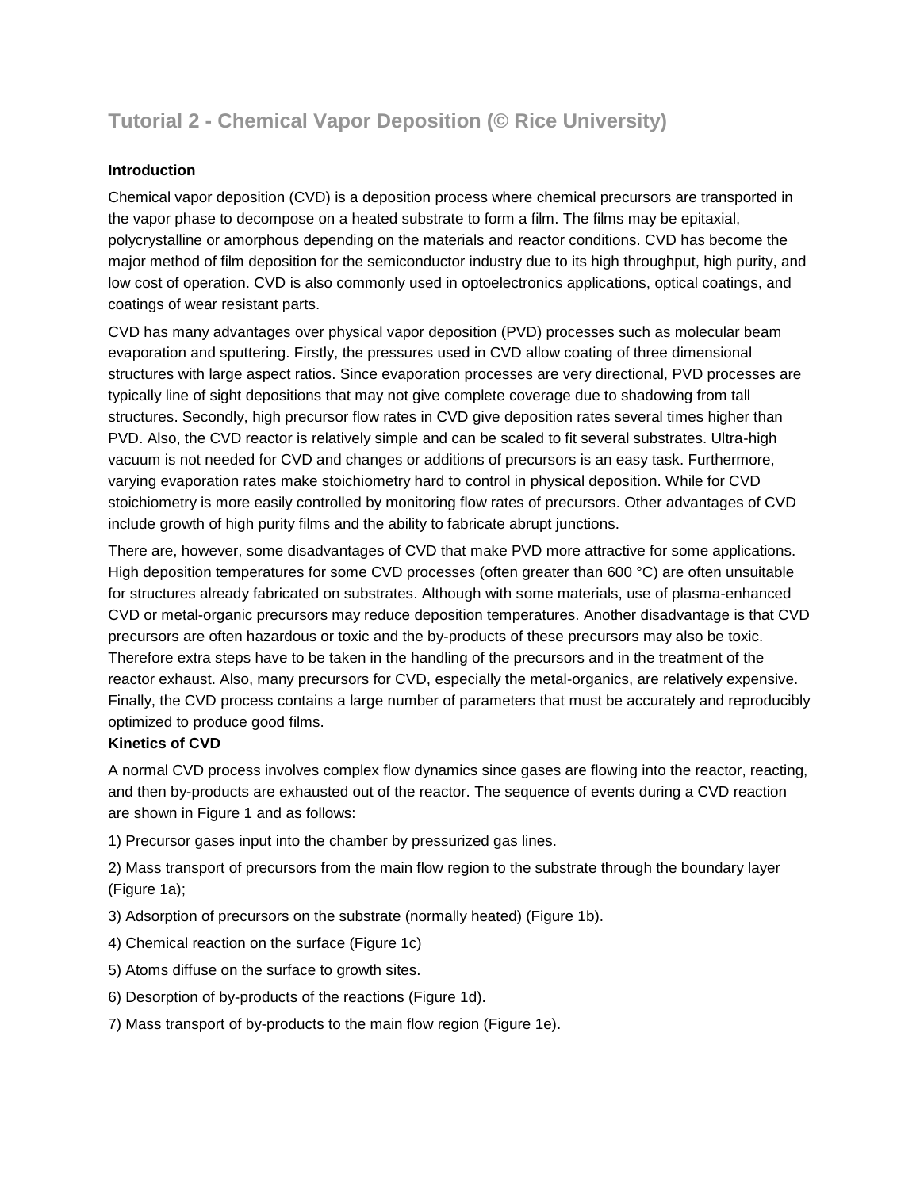# Tutorial 2 - Chemical Vapor Deposition (© Rice University)

**Introduction**

Chemical vapor deposition (CVD) is a deposition process where chemical precursors are transported in the vapor phase to decompose on a heated substrate to form a film. The films may be epitaxial, polycrystalline or amorphous depending on the materials and reactor conditions. CVD has become the major method of film deposition for the semiconductor industry due to its high throughput, high purity, and low cost of operation. CVD is also commonly used in optoelectronics applications, optical coatings, and coatings of wear resistant parts.

CVD has many advantages over physical vapor deposition (PVD) processes such as molecular beam evaporation and sputtering. Firstly, the pressures used in CVD allow coating of three dimensional structures with large aspect ratios. Since evaporation processes are very directional, PVD processes are typically line of sight depositions that may not give complete coverage due to shadowing from tall structures. Secondly, high precursor flow rates in CVD give deposition rates several times higher than PVD. Also, the CVD reactor is relatively simple and can be scaled to fit several substrates. Ultra-high vacuum is not needed for CVD and changes or additions of precursors is an easy task. Furthermore, varying evaporation rates make stoichiometry hard to control in physical deposition. While for CVD stoichiometry is more easily controlled by monitoring flow rates of precursors. Other advantages of CVD include growth of high purity films and the ability to fabricate abrupt junctions.

There are, however, some disadvantages of CVD that make PVD more attractive for some applications. High deposition temperatures for some CVD processes (often greater than 600 °C) are often unsuitable for structures already fabricated on substrates. Although with some materials, use of plasma-enhanced CVD or metal-organic precursors may reduce deposition temperatures. Another disadvantage is that CVD precursors are often hazardous or toxic and the by-products of these precursors may also be toxic. Therefore extra steps have to be taken in the handling of the precursors and in the treatment of the reactor exhaust. Also, many precursors for CVD, especially the metal-organics, are relatively expensive. Finally, the CVD process contains a large number of parameters that must be accurately and reproducibly optimized to produce good films.

**Kinetics of CVD**

A normal CVD process involves complex flow dynamics since gases are flowing into the reactor, reacting, and then by-products are exhausted out of the reactor. The sequence of events during a CVD reaction are shown in Figure 1 and as follows:

1) Precursor gases input into the chamber by pressurized gas lines.

2) Mass transport of precursors from the main flow region to the substrate through the boundary layer (Figure 1a);

3) Adsorption of precursors on the substrate (normally heated) (Figure 1b).

4) Chemical reaction on the surface (Figure 1c)

5) Atoms diffuse on the surface to growth sites.

6) Desorption of by-products of the reactions (Figure 1d).

7) Mass transport of by-products to the main flow region (Figure 1e).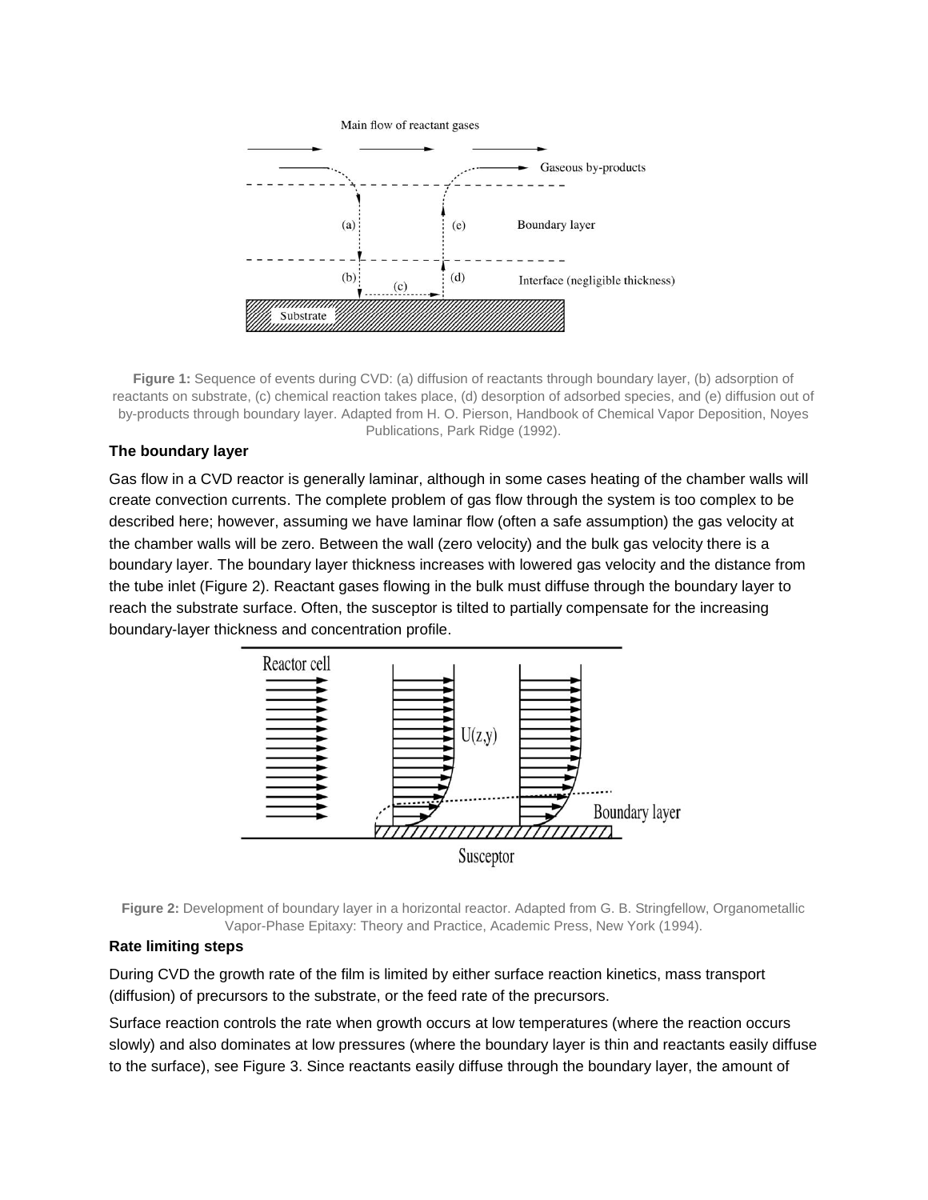Figure 1: Sequence of events during CVD: (a) diffusion of reactants through boundary layer, (b) adsorption of reactants on substrate, (c) chemical reaction takes place, (d) desorption of adsorbed species, and (e) diffusion out of by-products through boundary layer. Adapted from H. O. Pierson, Handbook of Chemical Vapor Deposition, Noyes Publications, Park Ridge (1992).

### The boundary layer

Gas flow in a CVD reactor is generally laminar, although in some cases heating of the chamber walls will create convection currents. The complete problem of gas flow through the system is too complex to be described here; however, assuming we have laminar flow (often a safe assumption) the gas velocity at the chamber walls will be zero. Between the wall (zero velocity) and the bulk gas velocity there is a boundary layer. The boundary layer thickness increases with lowered gas velocity and the distance from the tube inlet (Figure 2). Reactant gases flowing in the bulk must diffuse through the boundary layer to reach the substrate surface. Often, the susceptor is tilted to partially compensate for the increasing boundary-layer thickness and concentration profile.

Figure 2: Development of boundary layer in a horizontal reactor. Adapted from G. B. Stringfellow, Organometallic Vapor-Phase Epitaxy: Theory and Practice, Academic Press, New York (1994).

### Rate limiting steps

During CVD the growth rate of the film is limited by either surface reaction kinetics, mass transport (diffusion) of precursors to the substrate, or the feed rate of the precursors.

Surface reaction controls the rate when growth occurs at low temperatures (where the reaction occurs slowly) and also dominates at low pressures (where the boundary layer is thin and reactants easily diffuse to the surface), see Figure 3. Since reactants easily diffuse through the boundary layer, the amount of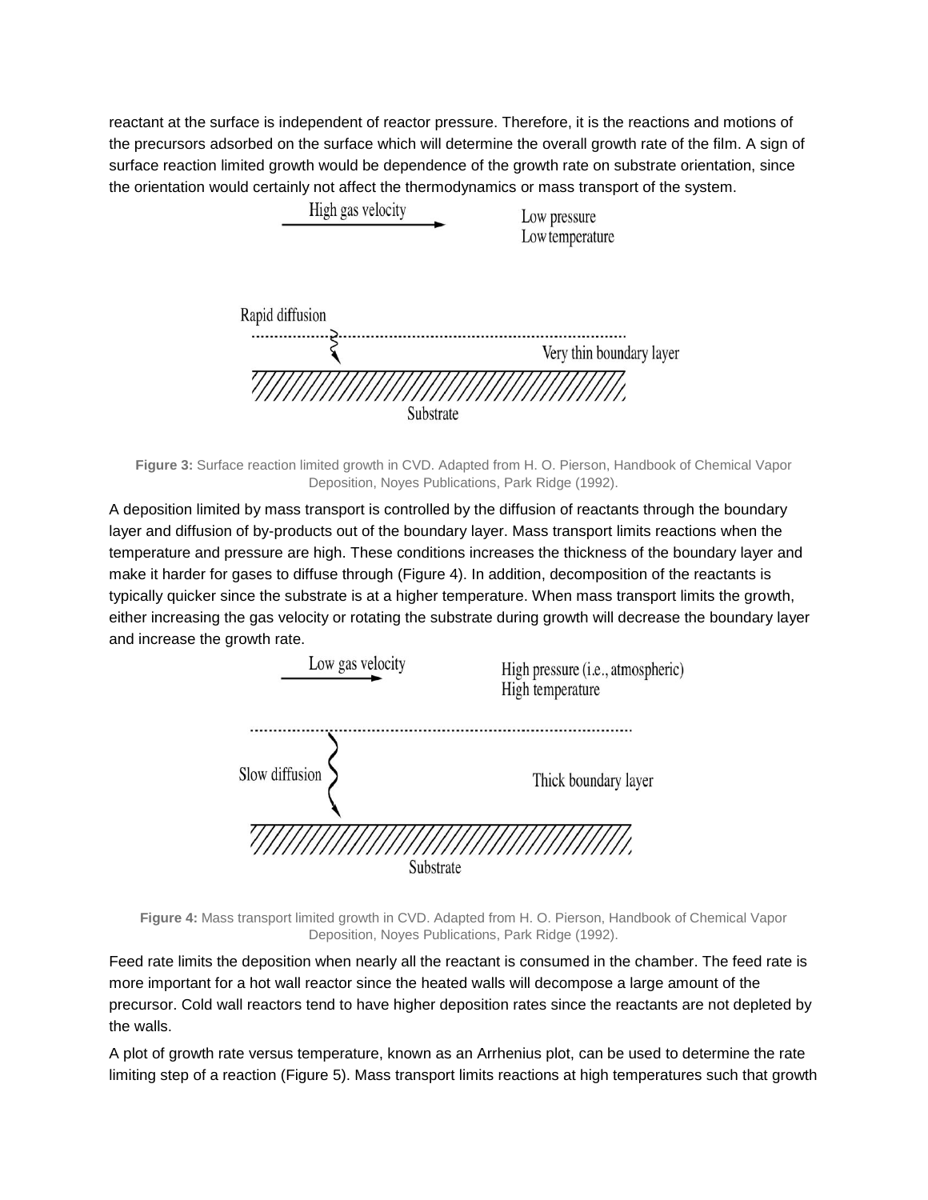reactant at the surface is independent of reactor pressure. Therefore, it is the reactions and motions of the precursors adsorbed on the surface which will determine the overall growth rate of the film. A sign of surface reaction limited growth would be dependence of the growth rate on substrate orientation, since the orientation would certainly not affect the thermodynamics or mass transport of the system.

**Figure 3:** Surface reaction limited growth in CVD. Adapted from H. O. Pierson, Handbook of Chemical Vapor Deposition, Noyes Publications, Park Ridge (1992).

A deposition limited by mass transport is controlled by the diffusion of reactants through the boundary layer and diffusion of by-products out of the boundary layer. Mass transport limits reactions when the temperature and pressure are high. These conditions increases the thickness of the boundary layer and make it harder for gases to diffuse through (Figure 4). In addition, decomposition of the reactants is typically quicker since the substrate is at a higher temperature. When mass transport limits the growth, either increasing the gas velocity or rotating the substrate during growth will decrease the boundary layer and increase the growth rate.

**Figure 4:** Mass transport limited growth in CVD. Adapted from H. O. Pierson, Handbook of Chemical Vapor Deposition, Noyes Publications, Park Ridge (1992).

Feed rate limits the deposition when nearly all the reactant is consumed in the chamber. The feed rate is more important for a hot wall reactor since the heated walls will decompose a large amount of the precursor. Cold wall reactors tend to have higher deposition rates since the reactants are not depleted by the walls.

A plot of growth rate versus temperature, known as an Arrhenius plot, can be used to determine the rate limiting step of a reaction (Figure 5). Mass transport limits reactions at high temperatures such that growth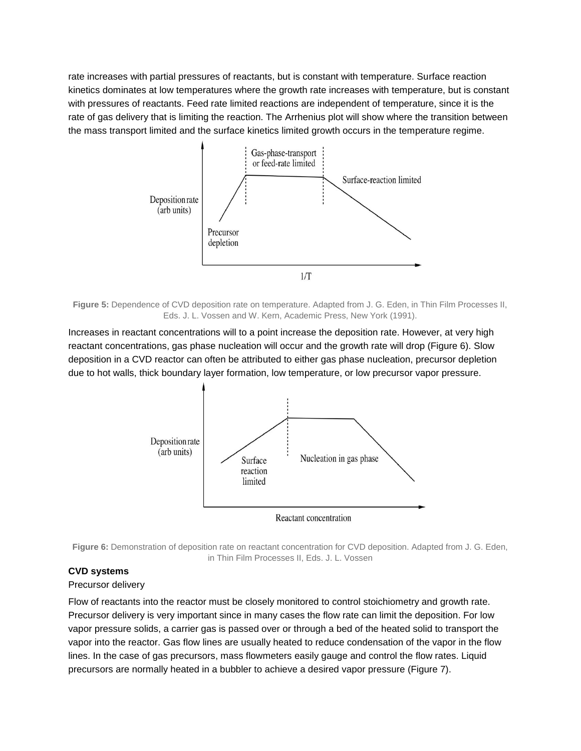rate increases with partial pressures of reactants, but is constant with temperature. Surface reaction kinetics dominates at low temperatures where the growth rate increases with temperature, but is constant with pressures of reactants. Feed rate limited reactions are independent of temperature, since it is the rate of gas delivery that is limiting the reaction. The Arrhenius plot will show where the transition between the mass transport limited and the surface kinetics limited growth occurs in the temperature regime.

**Figure 5:** Dependence of CVD deposition rate on temperature. Adapted from J. G. Eden, in Thin Film Processes II, Eds. J. L. Vossen and W. Kern, Academic Press, New York (1991).

Increases in reactant concentrations will to a point increase the deposition rate. However, at very high reactant concentrations, gas phase nucleation will occur and the growth rate will drop (Figure 6). Slow deposition in a CVD reactor can often be attributed to either gas phase nucleation, precursor depletion due to hot walls, thick boundary layer formation, low temperature, or low precursor vapor pressure.

**Figure 6:** Demonstration of deposition rate on reactant concentration for CVD deposition. Adapted from J. G. Eden, in Thin Film Processes II, Eds. J. L. Vossen

**CVD systems**

Precursor delivery

Flow of reactants into the reactor must be closely monitored to control stoichiometry and growth rate. Precursor delivery is very important since in many cases the flow rate can limit the deposition. For low vapor pressure solids, a carrier gas is passed over or through a bed of the heated solid to transport the vapor into the reactor. Gas flow lines are usually heated to reduce condensation of the vapor in the flow lines. In the case of gas precursors, mass flowmeters easily gauge and control the flow rates. Liquid precursors are normally heated in a bubbler to achieve a desired vapor pressure (Figure 7).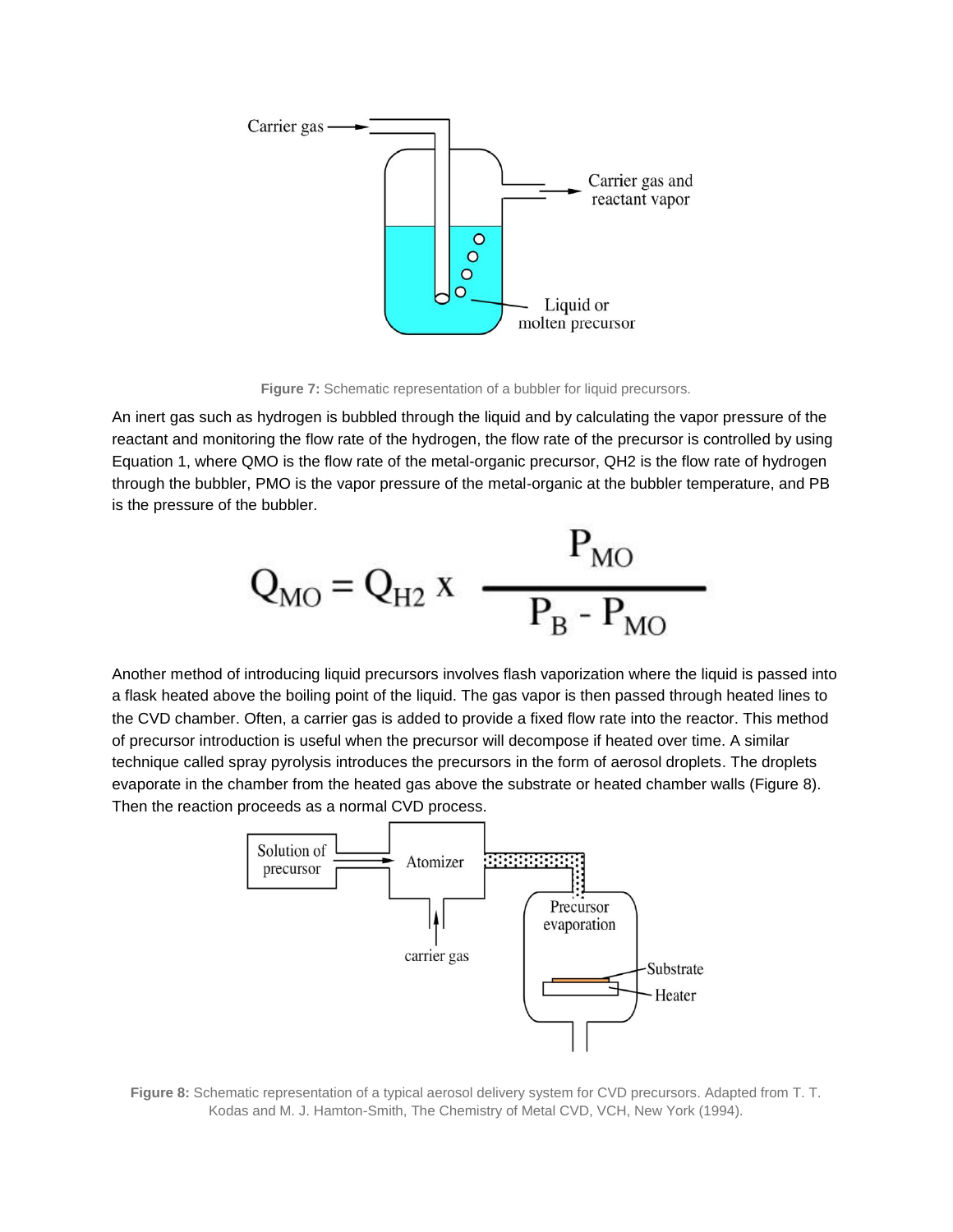Figure 7: Schematic representation of a bubbler for liquid precursors.

An inert gas such as hydrogen is bubbled through the liquid and by calculating the vapor pressure of the reactant and monitoring the flow rate of the hydrogen, the flow rate of the precursor is controlled by using Equation 1, where QMO is the flow rate of the metal-organic precursor, QH2 is the flow rate of hydrogen through the bubbler, PMO is the vapor pressure of the metal-organic at the bubbler temperature, and PB is the pressure of the bubbler.

$$Q_{MO} = Q_{H2} \times \frac{P_{MO}}{P_B - P_{MO}}$$

Another method of introducing liquid precursors involves flash vaporization where the liquid is passed into a flask heated above the boiling point of the liquid. The gas vapor is then passed through heated lines to the CVD chamber. Often, a carrier gas is added to provide a fixed flow rate into the reactor. This method of precursor introduction is useful when the precursor will decompose if heated over time. A similar technique called spray pyrolysis introduces the precursors in the form of aerosol droplets. The droplets evaporate in the chamber from the heated gas above the substrate or heated chamber walls (Figure 8). Then the reaction proceeds as a normal CVD process.

Figure 8: Schematic representation of a typical aerosol delivery system for CVD precursors. Adapted from T. T. Kodas and M. J. Hamton-Smith, The Chemistry of Metal CVD, VCH, New York (1994).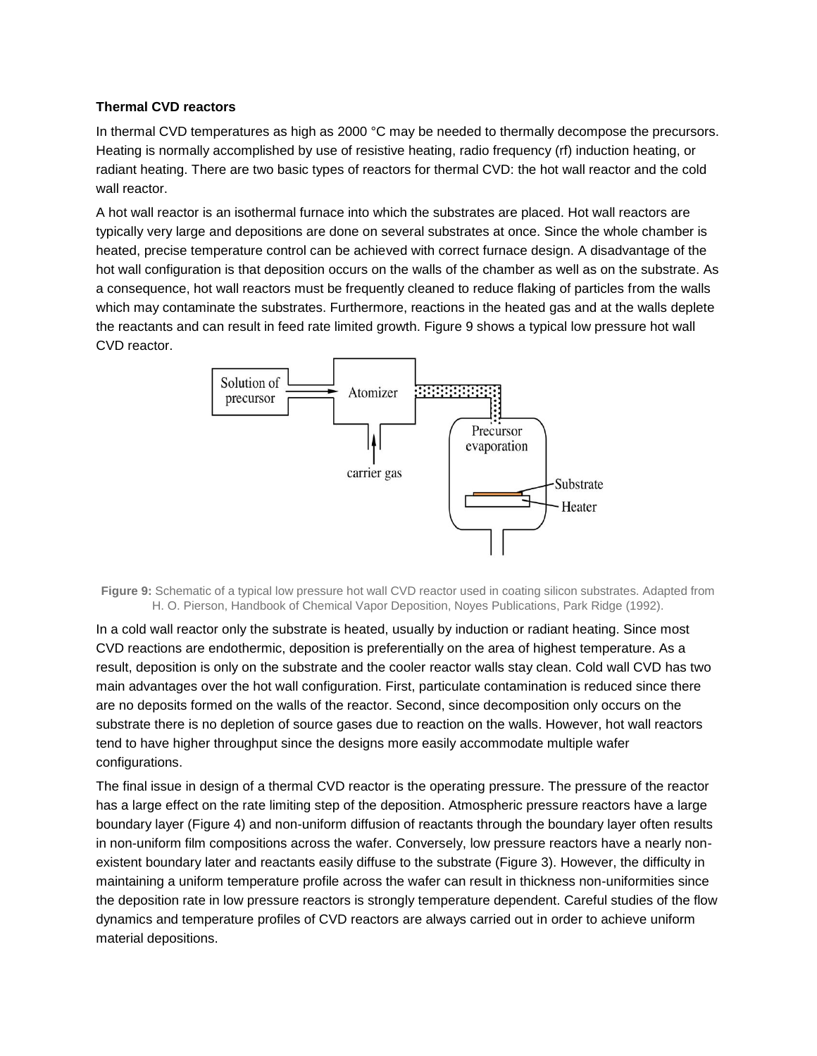**Thermal CVD reactors**

In thermal CVD temperatures as high as 2000 °C may be needed to thermally decompose the precursors. Heating is normally accomplished by use of resistive heating, radio frequency (rf) induction heating, or radiant heating. There are two basic types of reactors for thermal CVD: the hot wall reactor and the cold wall reactor.

A hot wall reactor is an isothermal furnace into which the substrates are placed. Hot wall reactors are typically very large and depositions are done on several substrates at once. Since the whole chamber is heated, precise temperature control can be achieved with correct furnace design. A disadvantage of the hot wall configuration is that deposition occurs on the walls of the chamber as well as on the substrate. As a consequence, hot wall reactors must be frequently cleaned to reduce flaking of particles from the walls which may contaminate the substrates. Furthermore, reactions in the heated gas and at the walls deplete the reactants and can result in feed rate limited growth. Figure 9 shows a typical low pressure hot wall CVD reactor.

**Figure 9:** Schematic of a typical low pressure hot wall CVD reactor used in coating silicon substrates. Adapted from H. O. Pierson, Handbook of Chemical Vapor Deposition, Noyes Publications, Park Ridge (1992).

In a cold wall reactor only the substrate is heated, usually by induction or radiant heating. Since most CVD reactions are endothermic, deposition is preferentially on the area of highest temperature. As a result, deposition is only on the substrate and the cooler reactor walls stay clean. Cold wall CVD has two main advantages over the hot wall configuration. First, particulate contamination is reduced since there are no deposits formed on the walls of the reactor. Second, since decomposition only occurs on the substrate there is no depletion of source gases due to reaction on the walls. However, hot wall reactors tend to have higher throughput since the designs more easily accommodate multiple wafer configurations.

The final issue in design of a thermal CVD reactor is the operating pressure. The pressure of the reactor has a large effect on the rate limiting step of the deposition. Atmospheric pressure reactors have a large boundary layer (Figure 4) and non-uniform diffusion of reactants through the boundary layer often results in non-uniform film compositions across the wafer. Conversely, low pressure reactors have a nearly non-existent boundary later and reactants easily diffuse to the substrate (Figure 3). However, the difficulty in maintaining a uniform temperature profile across the wafer can result in thickness non-uniformities since the deposition rate in low pressure reactors is strongly temperature dependent. Careful studies of the flow dynamics and temperature profiles of CVD reactors are always carried out in order to achieve uniform material depositions.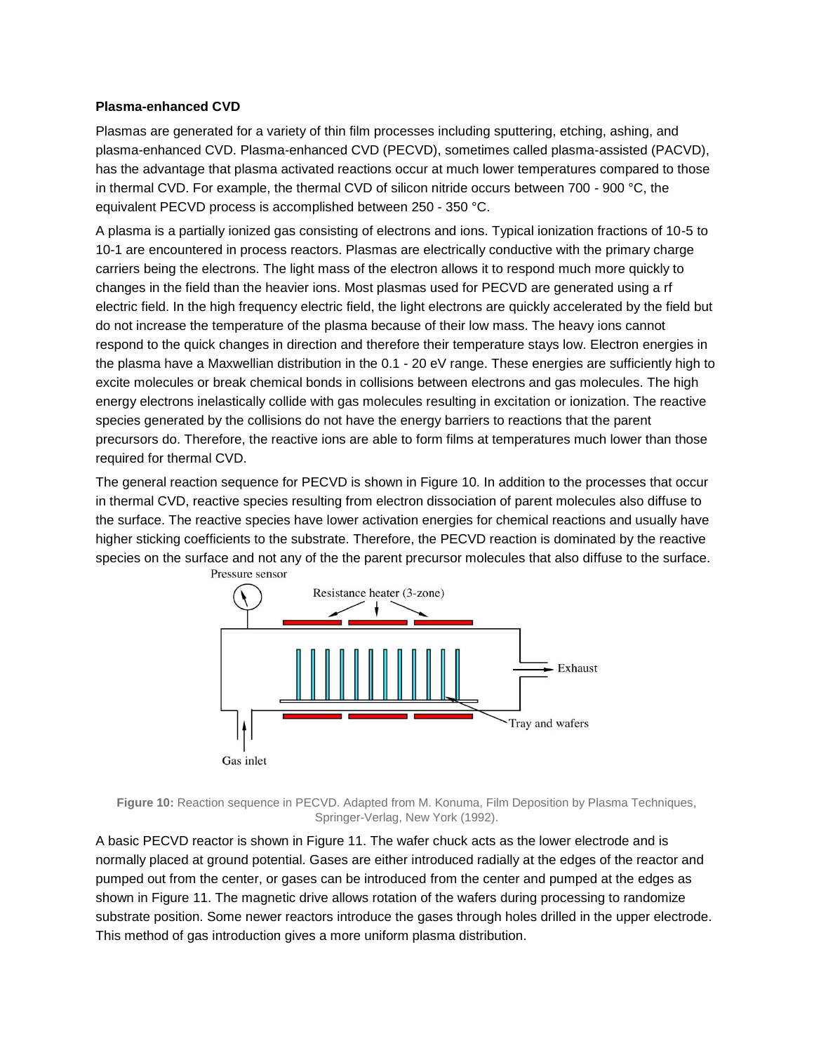**Plasma-enhanced CVD**

Plasmas are generated for a variety of thin film processes including sputtering, etching, ashing, and plasma-enhanced CVD. Plasma-enhanced CVD (PECVD), sometimes called plasma-assisted (PACVD), has the advantage that plasma activated reactions occur at much lower temperatures compared to those in thermal CVD. For example, the thermal CVD of silicon nitride occurs between 700 - 900 °C, the equivalent PECVD process is accomplished between 250 - 350 °C.

A plasma is a partially ionized gas consisting of electrons and ions. Typical ionization fractions of 10-5 to 10-1 are encountered in process reactors. Plasmas are electrically conductive with the primary charge carriers being the electrons. The light mass of the electron allows it to respond much more quickly to changes in the field than the heavier ions. Most plasmas used for PECVD are generated using a rf electric field. In the high frequency electric field, the light electrons are quickly accelerated by the field but do not increase the temperature of the plasma because of their low mass. The heavy ions cannot respond to the quick changes in direction and therefore their temperature stays low. Electron energies in the plasma have a Maxwellian distribution in the 0.1 - 20 eV range. These energies are sufficiently high to excite molecules or break chemical bonds in collisions between electrons and gas molecules. The high energy electrons inelastically collide with gas molecules resulting in excitation or ionization. The reactive species generated by the collisions do not have the energy barriers to reactions that the parent precursors do. Therefore, the reactive ions are able to form films at temperatures much lower than those required for thermal CVD.

The general reaction sequence for PECVD is shown in Figure 10. In addition to the processes that occur in thermal CVD, reactive species resulting from electron dissociation of parent molecules also diffuse to the surface. The reactive species have lower activation energies for chemical reactions and usually have higher sticking coefficients to the substrate. Therefore, the PECVD reaction is dominated by the reactive species on the surface and not any of the the parent precursor molecules that also diffuse to the surface.

**Figure 10:** Reaction sequence in PECVD. Adapted from M. Konuma, Film Deposition by Plasma Techniques, Springer-Verlag, New York (1992).

A basic PECVD reactor is shown in Figure 11. The wafer chuck acts as the lower electrode and is normally placed at ground potential. Gases are either introduced radially at the edges of the reactor and pumped out from the center, or gases can be introduced from the center and pumped at the edges as shown in Figure 11. The magnetic drive allows rotation of the wafers during processing to randomize substrate position. Some newer reactors introduce the gases through holes drilled in the upper electrode. This method of gas introduction gives a more uniform plasma distribution.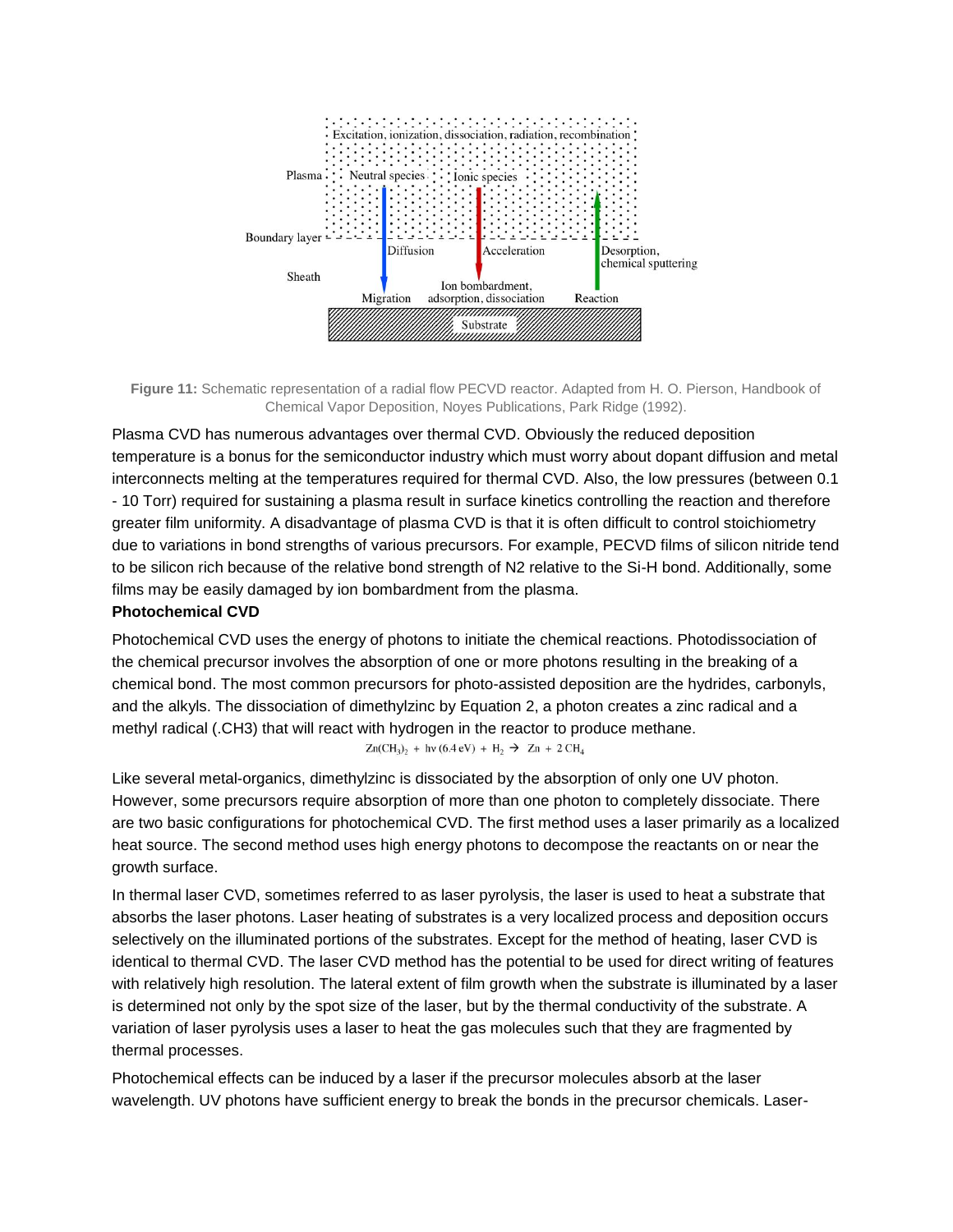Figure 11: Schematic representation of a radial flow PECVD reactor. Adapted from H. O. Pierson, Handbook of Chemical Vapor Deposition, Noyes Publications, Park Ridge (1992).

Plasma CVD has numerous advantages over thermal CVD. Obviously the reduced deposition temperature is a bonus for the semiconductor industry which must worry about dopant diffusion and metal interconnects melting at the temperatures required for thermal CVD. Also, the low pressures (between 0.1 - 10 Torr) required for sustaining a plasma result in surface kinetics controlling the reaction and therefore greater film uniformity. A disadvantage of plasma CVD is that it is often difficult to control stoichiometry due to variations in bond strengths of various precursors. For example, PECVD films of silicon nitride tend to be silicon rich because of the relative bond strength of N2 relative to the Si-H bond. Additionally, some films may be easily damaged by ion bombardment from the plasma.

**Photochemical CVD**

Photochemical CVD uses the energy of photons to initiate the chemical reactions. Photodissociation of the chemical precursor involves the absorption of one or more photons resulting in the breaking of a chemical bond. The most common precursors for photo-assisted deposition are the hydrides, carbonyls, and the alkyls. The dissociation of dimethylzinc by Equation 2, a photon creates a zinc radical and a methyl radical (.CH3) that will react with hydrogen in the reactor to produce methane.

$$Zn(CH_3)_2 + h\nu\,(6.4\text{ eV}) + H_2 \rightarrow Zn + 2\,CH_4$$

Like several metal-organics, dimethylzinc is dissociated by the absorption of only one UV photon. However, some precursors require absorption of more than one photon to completely dissociate. There are two basic configurations for photochemical CVD. The first method uses a laser primarily as a localized heat source. The second method uses high energy photons to decompose the reactants on or near the growth surface.

In thermal laser CVD, sometimes referred to as laser pyrolysis, the laser is used to heat a substrate that absorbs the laser photons. Laser heating of substrates is a very localized process and deposition occurs selectively on the illuminated portions of the substrates. Except for the method of heating, laser CVD is identical to thermal CVD. The laser CVD method has the potential to be used for direct writing of features with relatively high resolution. The lateral extent of film growth when the substrate is illuminated by a laser is determined not only by the spot size of the laser, but by the thermal conductivity of the substrate. A variation of laser pyrolysis uses a laser to heat the gas molecules such that they are fragmented by thermal processes.

Photochemical effects can be induced by a laser if the precursor molecules absorb at the laser wavelength. UV photons have sufficient energy to break the bonds in the precursor chemicals. Laser-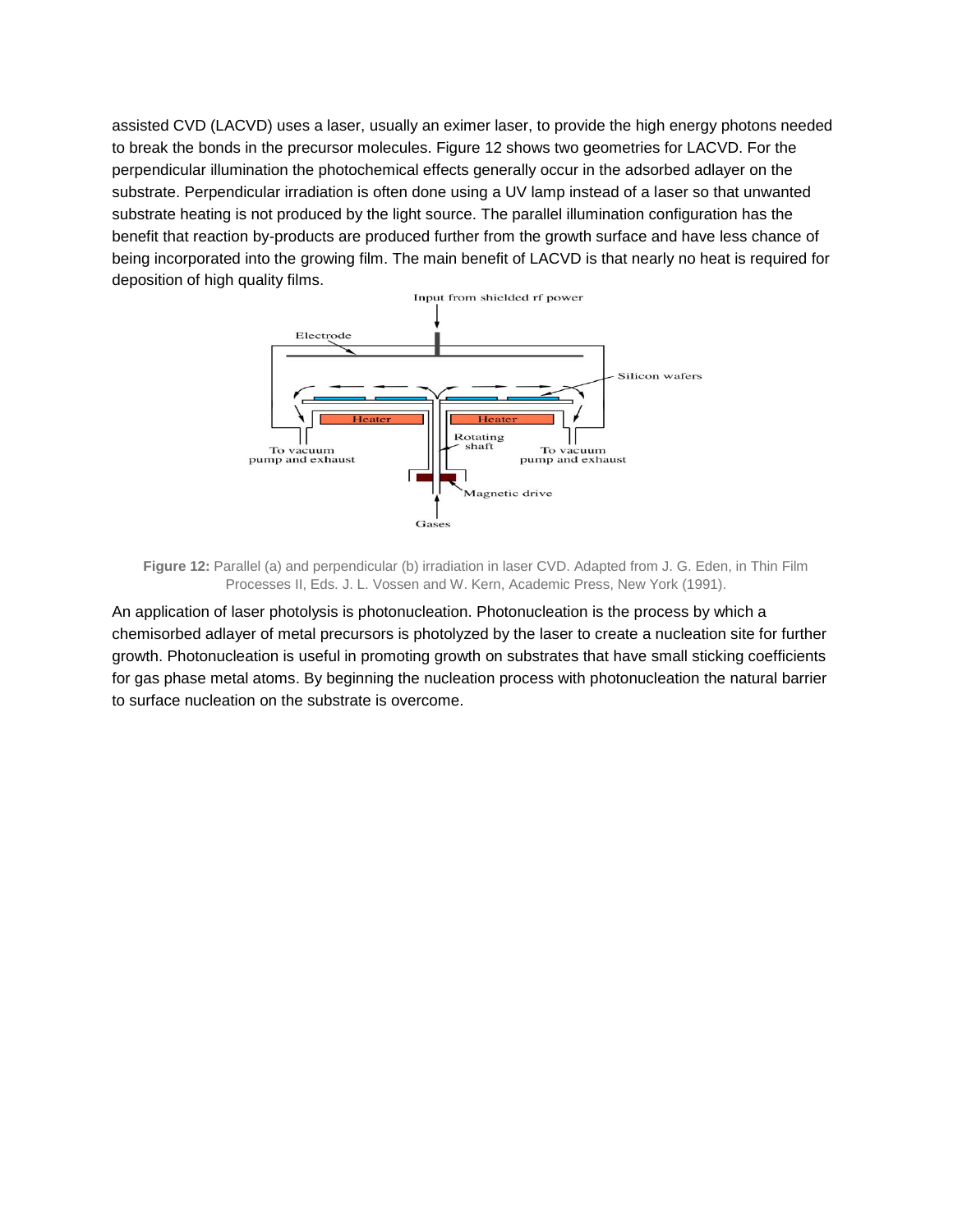assisted CVD (LACVD) uses a laser, usually an eximer laser, to provide the high energy photons needed to break the bonds in the precursor molecules. Figure 12 shows two geometries for LACVD. For the perpendicular illumination the photochemical effects generally occur in the adsorbed adlayer on the substrate. Perpendicular irradiation is often done using a UV lamp instead of a laser so that unwanted substrate heating is not produced by the light source. The parallel illumination configuration has the benefit that reaction by-products are produced further from the growth surface and have less chance of being incorporated into the growing film. The main benefit of LACVD is that nearly no heat is required for deposition of high quality films.

Input from shielded rf power

Electrode

Silicon wafers

Heater

Heater

Rotating shaft

To vacuum pump and exhaust

To vacuum pump and exhaust

Magnetic drive

Gases

**Figure 12:** Parallel (a) and perpendicular (b) irradiation in laser CVD. Adapted from J. G. Eden, in Thin Film Processes II, Eds. J. L. Vossen and W. Kern, Academic Press, New York (1991).

An application of laser photolysis is photonucleation. Photonucleation is the process by which a chemisorbed adlayer of metal precursors is photolyzed by the laser to create a nucleation site for further growth. Photonucleation is useful in promoting growth on substrates that have small sticking coefficients for gas phase metal atoms. By beginning the nucleation process with photonucleation the natural barrier to surface nucleation on the substrate is overcome.